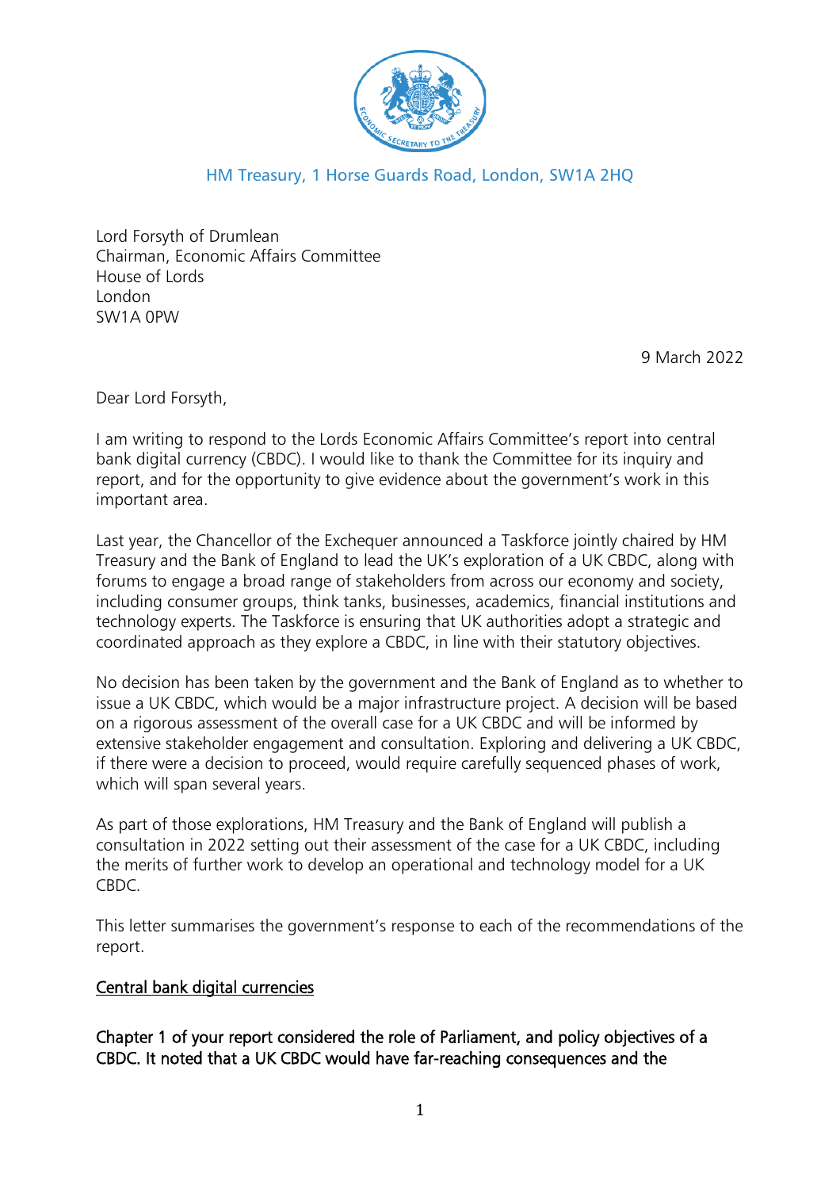HM Treasury, 1 Horse Guards Road, London, SW1A 2HQ

Lord Forsyth of Drumlean
Chairman, Economic Affairs Committee
House of Lords
London
SW1A 0PW

9 March 2022

Dear Lord Forsyth,

I am writing to respond to the Lords Economic Affairs Committee's report into central bank digital currency (CBDC). I would like to thank the Committee for its inquiry and report, and for the opportunity to give evidence about the government's work in this important area.

Last year, the Chancellor of the Exchequer announced a Taskforce jointly chaired by HM Treasury and the Bank of England to lead the UK's exploration of a UK CBDC, along with forums to engage a broad range of stakeholders from across our economy and society, including consumer groups, think tanks, businesses, academics, financial institutions and technology experts. The Taskforce is ensuring that UK authorities adopt a strategic and coordinated approach as they explore a CBDC, in line with their statutory objectives.

No decision has been taken by the government and the Bank of England as to whether to issue a UK CBDC, which would be a major infrastructure project. A decision will be based on a rigorous assessment of the overall case for a UK CBDC and will be informed by extensive stakeholder engagement and consultation. Exploring and delivering a UK CBDC, if there were a decision to proceed, would require carefully sequenced phases of work, which will span several years.

As part of those explorations, HM Treasury and the Bank of England will publish a consultation in 2022 setting out their assessment of the case for a UK CBDC, including the merits of further work to develop an operational and technology model for a UK CBDC.

This letter summarises the government's response to each of the recommendations of the report.

<u>Central bank digital currencies</u>

**Chapter 1 of your report considered the role of Parliament, and policy objectives of a CBDC. It noted that a UK CBDC would have far-reaching consequences and the**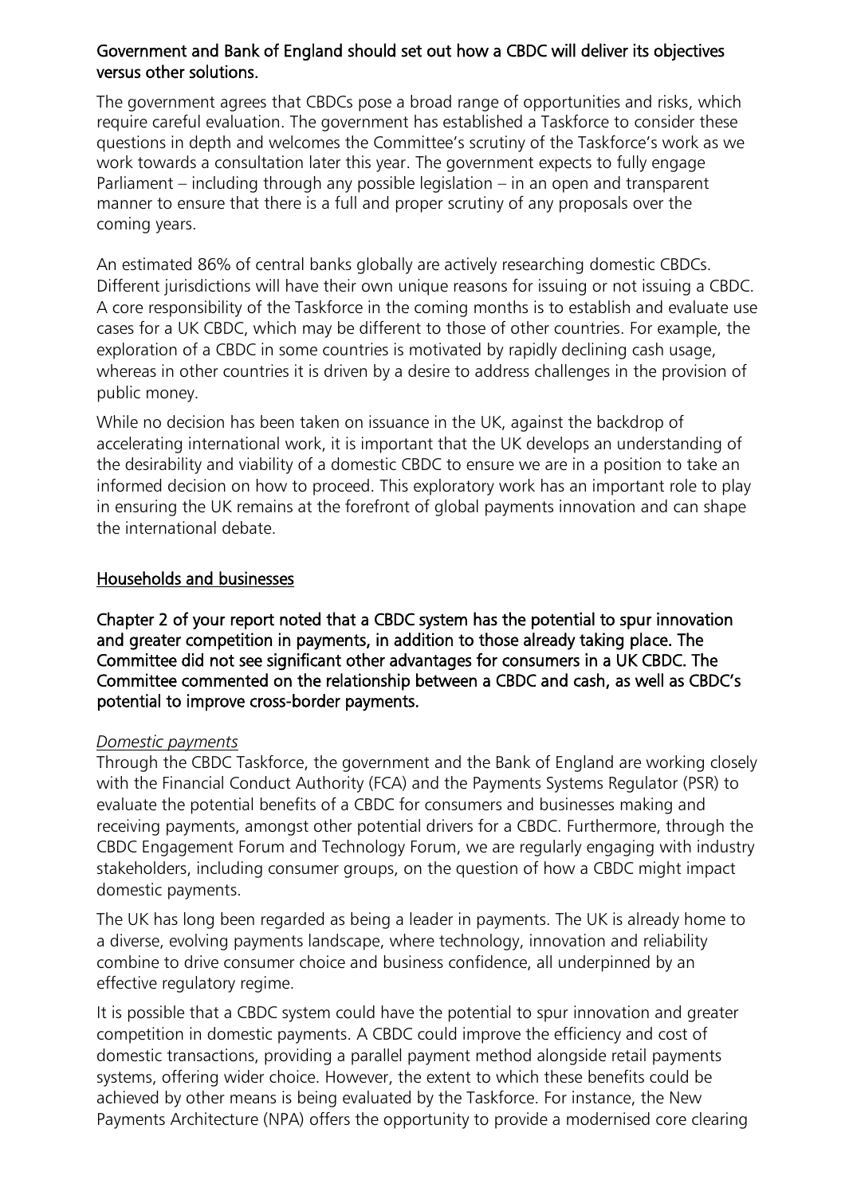**Government and Bank of England should set out how a CBDC will deliver its objectives versus other solutions.**

The government agrees that CBDCs pose a broad range of opportunities and risks, which require careful evaluation. The government has established a Taskforce to consider these questions in depth and welcomes the Committee's scrutiny of the Taskforce's work as we work towards a consultation later this year. The government expects to fully engage Parliament – including through any possible legislation – in an open and transparent manner to ensure that there is a full and proper scrutiny of any proposals over the coming years.

An estimated 86% of central banks globally are actively researching domestic CBDCs. Different jurisdictions will have their own unique reasons for issuing or not issuing a CBDC. A core responsibility of the Taskforce in the coming months is to establish and evaluate use cases for a UK CBDC, which may be different to those of other countries. For example, the exploration of a CBDC in some countries is motivated by rapidly declining cash usage, whereas in other countries it is driven by a desire to address challenges in the provision of public money.

While no decision has been taken on issuance in the UK, against the backdrop of accelerating international work, it is important that the UK develops an understanding of the desirability and viability of a domestic CBDC to ensure we are in a position to take an informed decision on how to proceed. This exploratory work has an important role to play in ensuring the UK remains at the forefront of global payments innovation and can shape the international debate.

## Households and businesses

**Chapter 2 of your report noted that a CBDC system has the potential to spur innovation and greater competition in payments, in addition to those already taking place. The Committee did not see significant other advantages for consumers in a UK CBDC. The Committee commented on the relationship between a CBDC and cash, as well as CBDC's potential to improve cross-border payments.**

*Domestic payments*

Through the CBDC Taskforce, the government and the Bank of England are working closely with the Financial Conduct Authority (FCA) and the Payments Systems Regulator (PSR) to evaluate the potential benefits of a CBDC for consumers and businesses making and receiving payments, amongst other potential drivers for a CBDC. Furthermore, through the CBDC Engagement Forum and Technology Forum, we are regularly engaging with industry stakeholders, including consumer groups, on the question of how a CBDC might impact domestic payments.

The UK has long been regarded as being a leader in payments. The UK is already home to a diverse, evolving payments landscape, where technology, innovation and reliability combine to drive consumer choice and business confidence, all underpinned by an effective regulatory regime.

It is possible that a CBDC system could have the potential to spur innovation and greater competition in domestic payments. A CBDC could improve the efficiency and cost of domestic transactions, providing a parallel payment method alongside retail payments systems, offering wider choice. However, the extent to which these benefits could be achieved by other means is being evaluated by the Taskforce. For instance, the New Payments Architecture (NPA) offers the opportunity to provide a modernised core clearing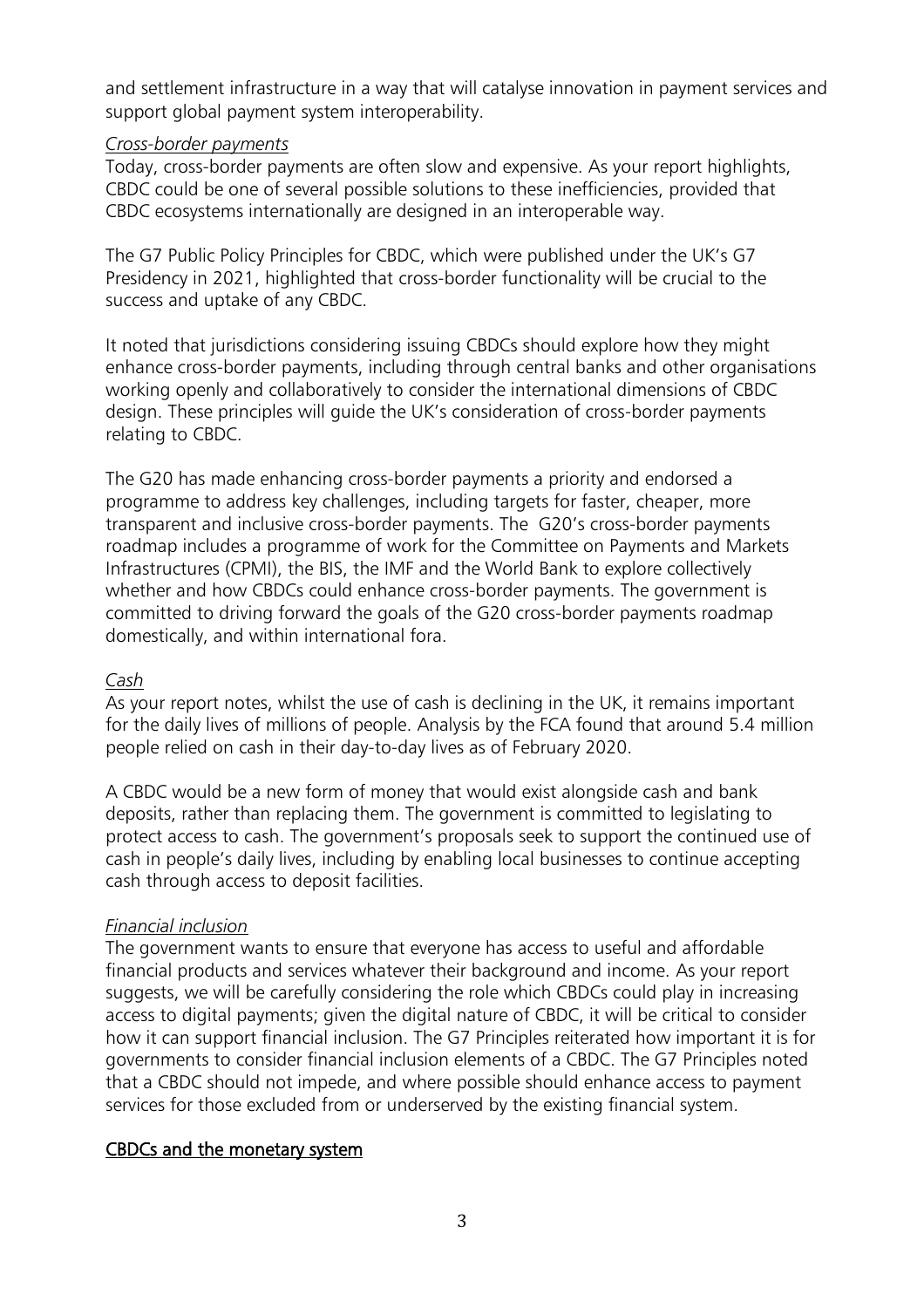and settlement infrastructure in a way that will catalyse innovation in payment services and support global payment system interoperability.

*Cross-border payments*

Today, cross-border payments are often slow and expensive. As your report highlights, CBDC could be one of several possible solutions to these inefficiencies, provided that CBDC ecosystems internationally are designed in an interoperable way.

The G7 Public Policy Principles for CBDC, which were published under the UK's G7 Presidency in 2021, highlighted that cross-border functionality will be crucial to the success and uptake of any CBDC.

It noted that jurisdictions considering issuing CBDCs should explore how they might enhance cross-border payments, including through central banks and other organisations working openly and collaboratively to consider the international dimensions of CBDC design. These principles will guide the UK's consideration of cross-border payments relating to CBDC.

The G20 has made enhancing cross-border payments a priority and endorsed a programme to address key challenges, including targets for faster, cheaper, more transparent and inclusive cross-border payments. The G20's cross-border payments roadmap includes a programme of work for the Committee on Payments and Markets Infrastructures (CPMI), the BIS, the IMF and the World Bank to explore collectively whether and how CBDCs could enhance cross-border payments. The government is committed to driving forward the goals of the G20 cross-border payments roadmap domestically, and within international fora.

*Cash*

As your report notes, whilst the use of cash is declining in the UK, it remains important for the daily lives of millions of people. Analysis by the FCA found that around 5.4 million people relied on cash in their day-to-day lives as of February 2020.

A CBDC would be a new form of money that would exist alongside cash and bank deposits, rather than replacing them. The government is committed to legislating to protect access to cash. The government's proposals seek to support the continued use of cash in people's daily lives, including by enabling local businesses to continue accepting cash through access to deposit facilities.

*Financial inclusion*

The government wants to ensure that everyone has access to useful and affordable financial products and services whatever their background and income. As your report suggests, we will be carefully considering the role which CBDCs could play in increasing access to digital payments; given the digital nature of CBDC, it will be critical to consider how it can support financial inclusion. The G7 Principles reiterated how important it is for governments to consider financial inclusion elements of a CBDC. The G7 Principles noted that a CBDC should not impede, and where possible should enhance access to payment services for those excluded from or underserved by the existing financial system.

## CBDCs and the monetary system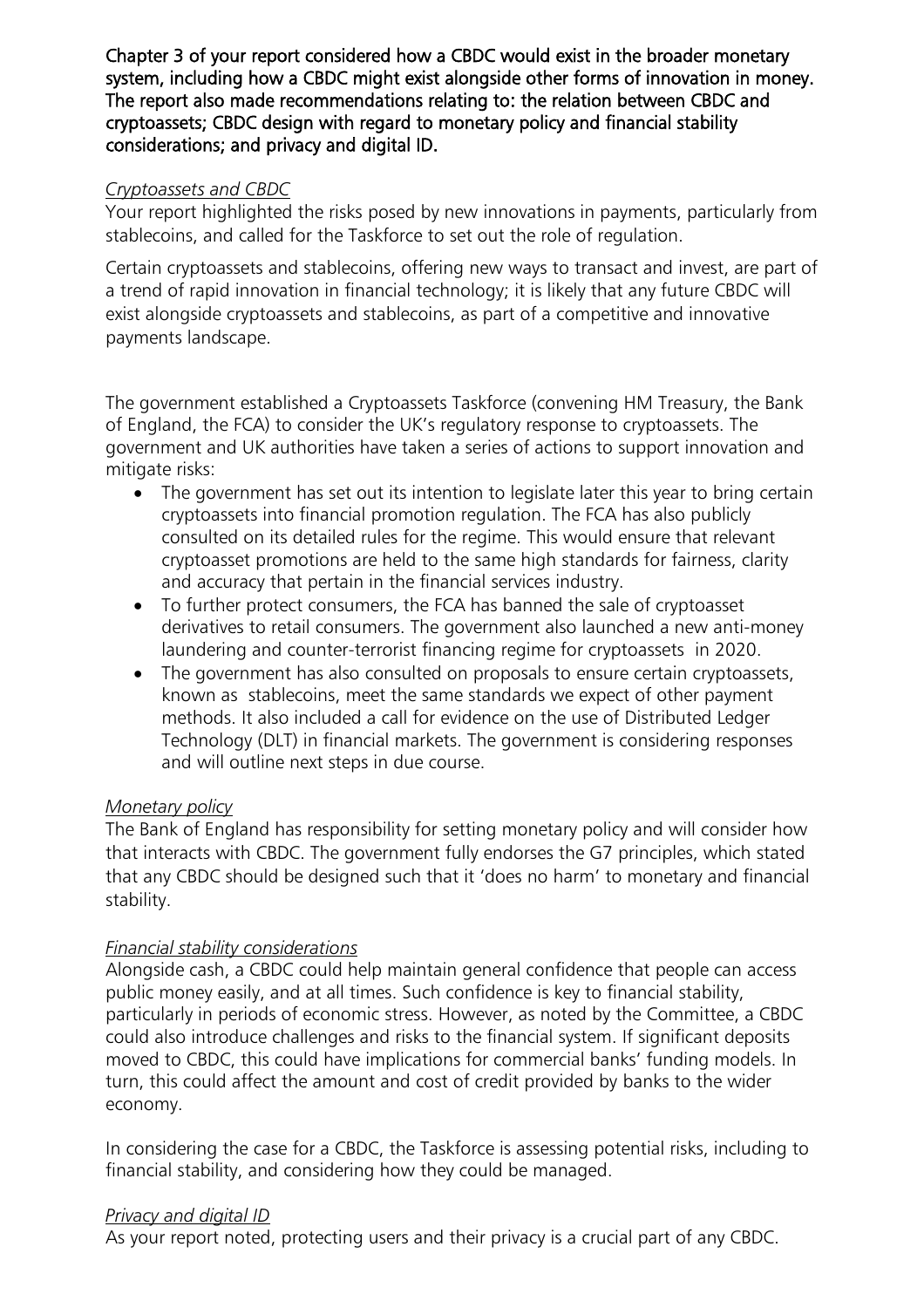**Chapter 3 of your report considered how a CBDC would exist in the broader monetary system, including how a CBDC might exist alongside other forms of innovation in money. The report also made recommendations relating to: the relation between CBDC and cryptoassets; CBDC design with regard to monetary policy and financial stability considerations; and privacy and digital ID.**

*Cryptoassets and CBDC*

Your report highlighted the risks posed by new innovations in payments, particularly from stablecoins, and called for the Taskforce to set out the role of regulation.

Certain cryptoassets and stablecoins, offering new ways to transact and invest, are part of a trend of rapid innovation in financial technology; it is likely that any future CBDC will exist alongside cryptoassets and stablecoins, as part of a competitive and innovative payments landscape.

The government established a Cryptoassets Taskforce (convening HM Treasury, the Bank of England, the FCA) to consider the UK's regulatory response to cryptoassets. The government and UK authorities have taken a series of actions to support innovation and mitigate risks:

- The government has set out its intention to legislate later this year to bring certain cryptoassets into financial promotion regulation. The FCA has also publicly consulted on its detailed rules for the regime. This would ensure that relevant cryptoasset promotions are held to the same high standards for fairness, clarity and accuracy that pertain in the financial services industry.
- To further protect consumers, the FCA has banned the sale of cryptoasset derivatives to retail consumers. The government also launched a new anti-money laundering and counter-terrorist financing regime for cryptoassets in 2020.
- The government has also consulted on proposals to ensure certain cryptoassets, known as stablecoins, meet the same standards we expect of other payment methods. It also included a call for evidence on the use of Distributed Ledger Technology (DLT) in financial markets. The government is considering responses and will outline next steps in due course.

*Monetary policy*

The Bank of England has responsibility for setting monetary policy and will consider how that interacts with CBDC. The government fully endorses the G7 principles, which stated that any CBDC should be designed such that it 'does no harm' to monetary and financial stability.

*Financial stability considerations*

Alongside cash, a CBDC could help maintain general confidence that people can access public money easily, and at all times. Such confidence is key to financial stability, particularly in periods of economic stress. However, as noted by the Committee, a CBDC could also introduce challenges and risks to the financial system. If significant deposits moved to CBDC, this could have implications for commercial banks' funding models. In turn, this could affect the amount and cost of credit provided by banks to the wider economy.

In considering the case for a CBDC, the Taskforce is assessing potential risks, including to financial stability, and considering how they could be managed.

*Privacy and digital ID*

As your report noted, protecting users and their privacy is a crucial part of any CBDC.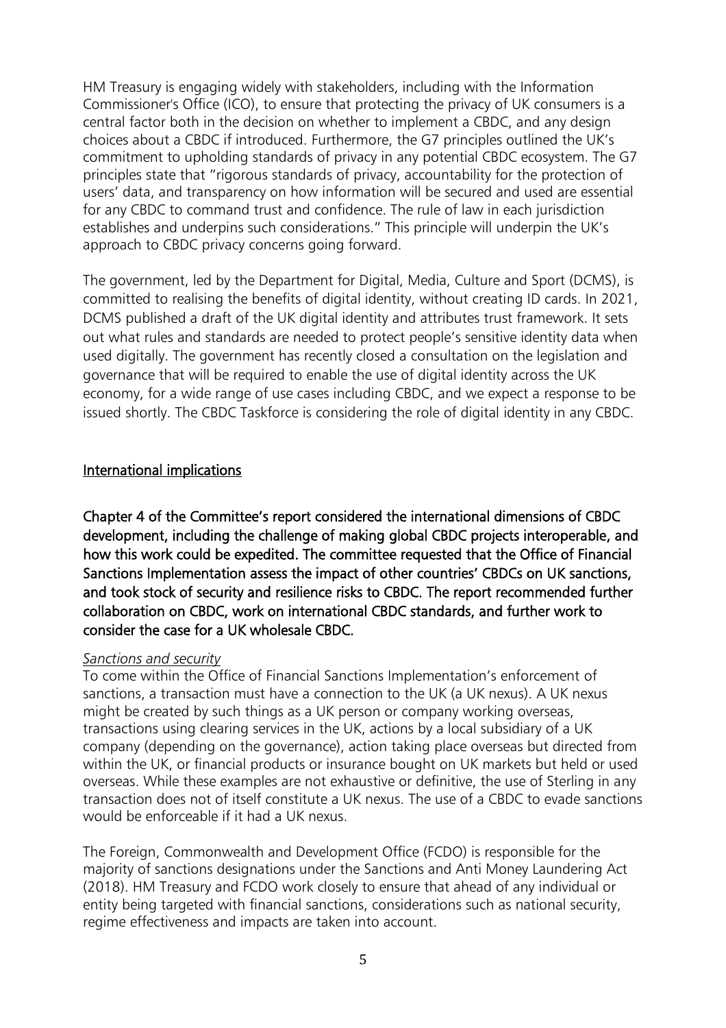HM Treasury is engaging widely with stakeholders, including with the Information Commissioner's Office (ICO), to ensure that protecting the privacy of UK consumers is a central factor both in the decision on whether to implement a CBDC, and any design choices about a CBDC if introduced. Furthermore, the G7 principles outlined the UK's commitment to upholding standards of privacy in any potential CBDC ecosystem. The G7 principles state that "rigorous standards of privacy, accountability for the protection of users' data, and transparency on how information will be secured and used are essential for any CBDC to command trust and confidence. The rule of law in each jurisdiction establishes and underpins such considerations." This principle will underpin the UK's approach to CBDC privacy concerns going forward.

The government, led by the Department for Digital, Media, Culture and Sport (DCMS), is committed to realising the benefits of digital identity, without creating ID cards. In 2021, DCMS published a draft of the UK digital identity and attributes trust framework. It sets out what rules and standards are needed to protect people's sensitive identity data when used digitally. The government has recently closed a consultation on the legislation and governance that will be required to enable the use of digital identity across the UK economy, for a wide range of use cases including CBDC, and we expect a response to be issued shortly. The CBDC Taskforce is considering the role of digital identity in any CBDC.

## International implications

**Chapter 4 of the Committee's report considered the international dimensions of CBDC development, including the challenge of making global CBDC projects interoperable, and how this work could be expedited. The committee requested that the Office of Financial Sanctions Implementation assess the impact of other countries' CBDCs on UK sanctions, and took stock of security and resilience risks to CBDC. The report recommended further collaboration on CBDC, work on international CBDC standards, and further work to consider the case for a UK wholesale CBDC.**

*Sanctions and security*

To come within the Office of Financial Sanctions Implementation's enforcement of sanctions, a transaction must have a connection to the UK (a UK nexus). A UK nexus might be created by such things as a UK person or company working overseas, transactions using clearing services in the UK, actions by a local subsidiary of a UK company (depending on the governance), action taking place overseas but directed from within the UK, or financial products or insurance bought on UK markets but held or used overseas. While these examples are not exhaustive or definitive, the use of Sterling in any transaction does not of itself constitute a UK nexus. The use of a CBDC to evade sanctions would be enforceable if it had a UK nexus.

The Foreign, Commonwealth and Development Office (FCDO) is responsible for the majority of sanctions designations under the Sanctions and Anti Money Laundering Act (2018). HM Treasury and FCDO work closely to ensure that ahead of any individual or entity being targeted with financial sanctions, considerations such as national security, regime effectiveness and impacts are taken into account.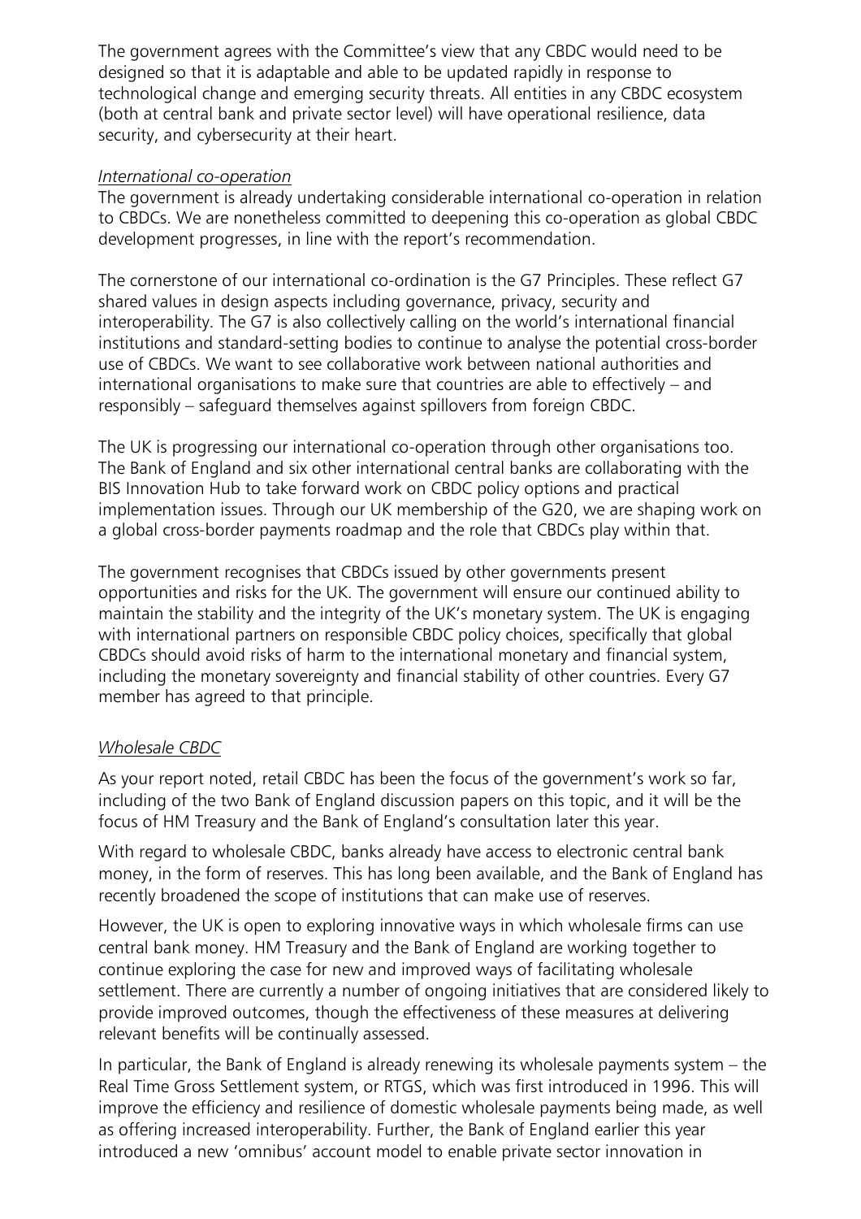The government agrees with the Committee's view that any CBDC would need to be designed so that it is adaptable and able to be updated rapidly in response to technological change and emerging security threats. All entities in any CBDC ecosystem (both at central bank and private sector level) will have operational resilience, data security, and cybersecurity at their heart.

*International co-operation*

The government is already undertaking considerable international co-operation in relation to CBDCs. We are nonetheless committed to deepening this co-operation as global CBDC development progresses, in line with the report's recommendation.

The cornerstone of our international co-ordination is the G7 Principles. These reflect G7 shared values in design aspects including governance, privacy, security and interoperability. The G7 is also collectively calling on the world's international financial institutions and standard-setting bodies to continue to analyse the potential cross-border use of CBDCs. We want to see collaborative work between national authorities and international organisations to make sure that countries are able to effectively – and responsibly – safeguard themselves against spillovers from foreign CBDC.

The UK is progressing our international co-operation through other organisations too. The Bank of England and six other international central banks are collaborating with the BIS Innovation Hub to take forward work on CBDC policy options and practical implementation issues. Through our UK membership of the G20, we are shaping work on a global cross-border payments roadmap and the role that CBDCs play within that.

The government recognises that CBDCs issued by other governments present opportunities and risks for the UK. The government will ensure our continued ability to maintain the stability and the integrity of the UK's monetary system. The UK is engaging with international partners on responsible CBDC policy choices, specifically that global CBDCs should avoid risks of harm to the international monetary and financial system, including the monetary sovereignty and financial stability of other countries. Every G7 member has agreed to that principle.

*Wholesale CBDC*

As your report noted, retail CBDC has been the focus of the government's work so far, including of the two Bank of England discussion papers on this topic, and it will be the focus of HM Treasury and the Bank of England's consultation later this year.

With regard to wholesale CBDC, banks already have access to electronic central bank money, in the form of reserves. This has long been available, and the Bank of England has recently broadened the scope of institutions that can make use of reserves.

However, the UK is open to exploring innovative ways in which wholesale firms can use central bank money. HM Treasury and the Bank of England are working together to continue exploring the case for new and improved ways of facilitating wholesale settlement. There are currently a number of ongoing initiatives that are considered likely to provide improved outcomes, though the effectiveness of these measures at delivering relevant benefits will be continually assessed.

In particular, the Bank of England is already renewing its wholesale payments system – the Real Time Gross Settlement system, or RTGS, which was first introduced in 1996. This will improve the efficiency and resilience of domestic wholesale payments being made, as well as offering increased interoperability. Further, the Bank of England earlier this year introduced a new 'omnibus' account model to enable private sector innovation in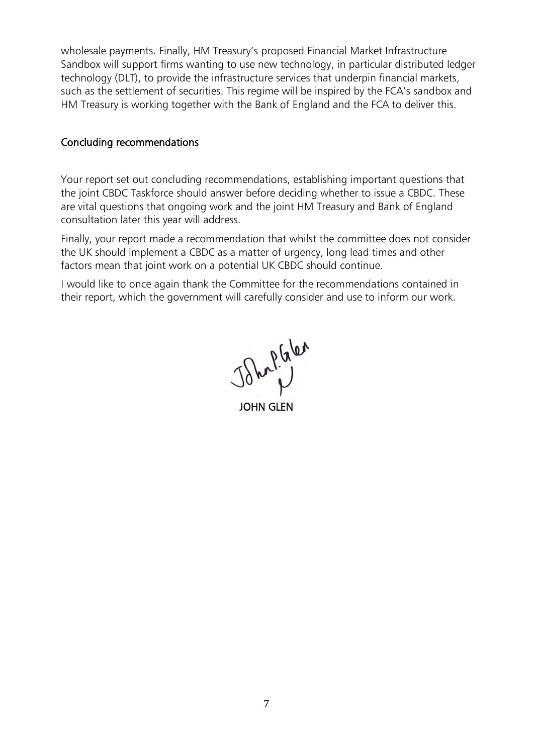wholesale payments. Finally, HM Treasury's proposed Financial Market Infrastructure Sandbox will support firms wanting to use new technology, in particular distributed ledger technology (DLT), to provide the infrastructure services that underpin financial markets, such as the settlement of securities. This regime will be inspired by the FCA's sandbox and HM Treasury is working together with the Bank of England and the FCA to deliver this.

## Concluding recommendations

Your report set out concluding recommendations, establishing important questions that the joint CBDC Taskforce should answer before deciding whether to issue a CBDC. These are vital questions that ongoing work and the joint HM Treasury and Bank of England consultation later this year will address.

Finally, your report made a recommendation that whilst the committee does not consider the UK should implement a CBDC as a matter of urgency, long lead times and other factors mean that joint work on a potential UK CBDC should continue.

I would like to once again thank the Committee for the recommendations contained in their report, which the government will carefully consider and use to inform our work.

JOHN GLEN